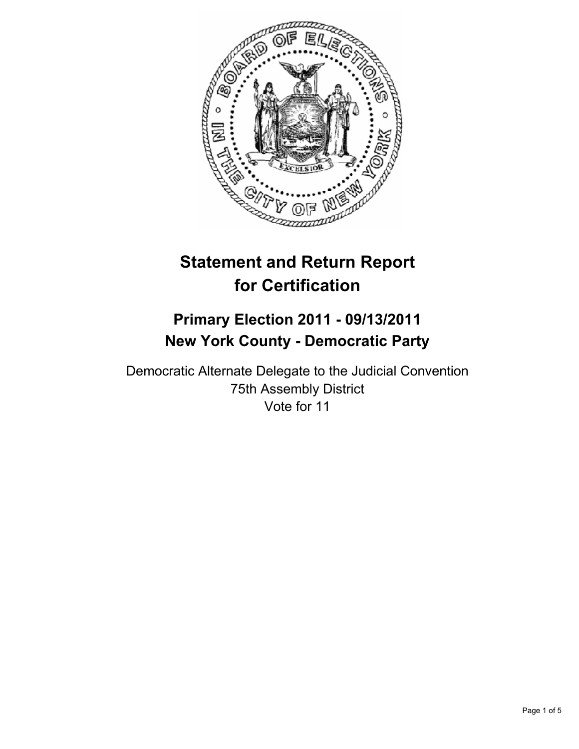# Statement and Return Report for Certification

## Primary Election 2011 - 09/13/2011
## New York County - Democratic Party

Democratic Alternate Delegate to the Judicial Convention
75th Assembly District
Vote for 11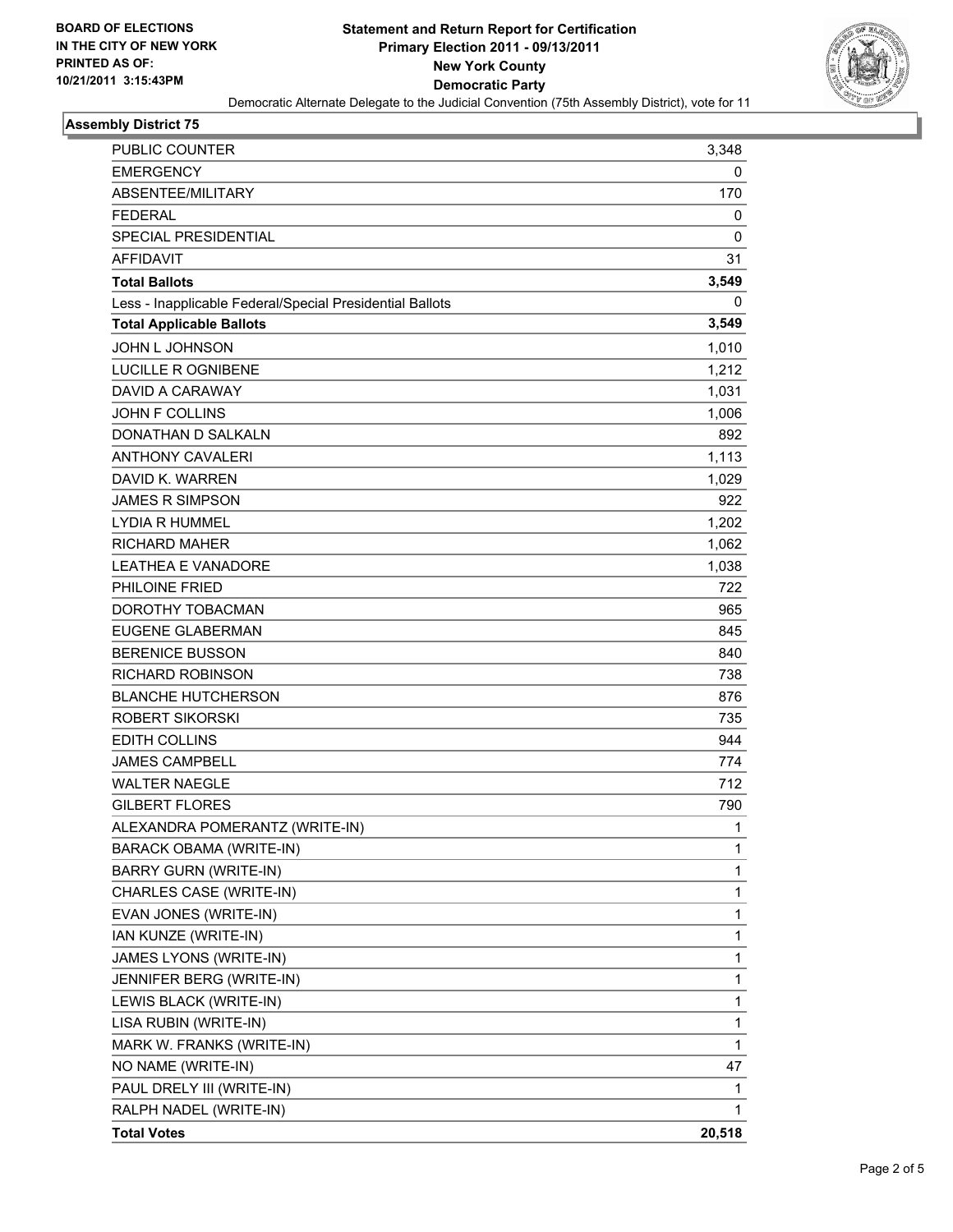BOARD OF ELECTIONS
IN THE CITY OF NEW YORK
PRINTED AS OF:
10/21/2011 3:15:43PM

**Statement and Return Report for Certification**
**Primary Election 2011 - 09/13/2011**
**New York County**
**Democratic Party**
Democratic Alternate Delegate to the Judicial Convention (75th Assembly District), vote for 11

### Assembly District 75

| | |
|---|---|
| PUBLIC COUNTER | 3,348 |
| EMERGENCY | 0 |
| ABSENTEE/MILITARY | 170 |
| FEDERAL | 0 |
| SPECIAL PRESIDENTIAL | 0 |
| AFFIDAVIT | 31 |
| **Total Ballots** | **3,549** |
| Less - Inapplicable Federal/Special Presidential Ballots | 0 |
| **Total Applicable Ballots** | **3,549** |
| JOHN L JOHNSON | 1,010 |
| LUCILLE R OGNIBENE | 1,212 |
| DAVID A CARAWAY | 1,031 |
| JOHN F COLLINS | 1,006 |
| DONATHAN D SALKALN | 892 |
| ANTHONY CAVALERI | 1,113 |
| DAVID K. WARREN | 1,029 |
| JAMES R SIMPSON | 922 |
| LYDIA R HUMMEL | 1,202 |
| RICHARD MAHER | 1,062 |
| LEATHEA E VANADORE | 1,038 |
| PHILOINE FRIED | 722 |
| DOROTHY TOBACMAN | 965 |
| EUGENE GLABERMAN | 845 |
| BERENICE BUSSON | 840 |
| RICHARD ROBINSON | 738 |
| BLANCHE HUTCHERSON | 876 |
| ROBERT SIKORSKI | 735 |
| EDITH COLLINS | 944 |
| JAMES CAMPBELL | 774 |
| WALTER NAEGLE | 712 |
| GILBERT FLORES | 790 |
| ALEXANDRA POMERANTZ (WRITE-IN) | 1 |
| BARACK OBAMA (WRITE-IN) | 1 |
| BARRY GURN (WRITE-IN) | 1 |
| CHARLES CASE (WRITE-IN) | 1 |
| EVAN JONES (WRITE-IN) | 1 |
| IAN KUNZE (WRITE-IN) | 1 |
| JAMES LYONS (WRITE-IN) | 1 |
| JENNIFER BERG (WRITE-IN) | 1 |
| LEWIS BLACK (WRITE-IN) | 1 |
| LISA RUBIN (WRITE-IN) | 1 |
| MARK W. FRANKS (WRITE-IN) | 1 |
| NO NAME (WRITE-IN) | 47 |
| PAUL DRELY III (WRITE-IN) | 1 |
| RALPH NADEL (WRITE-IN) | 1 |
| **Total Votes** | **20,518** |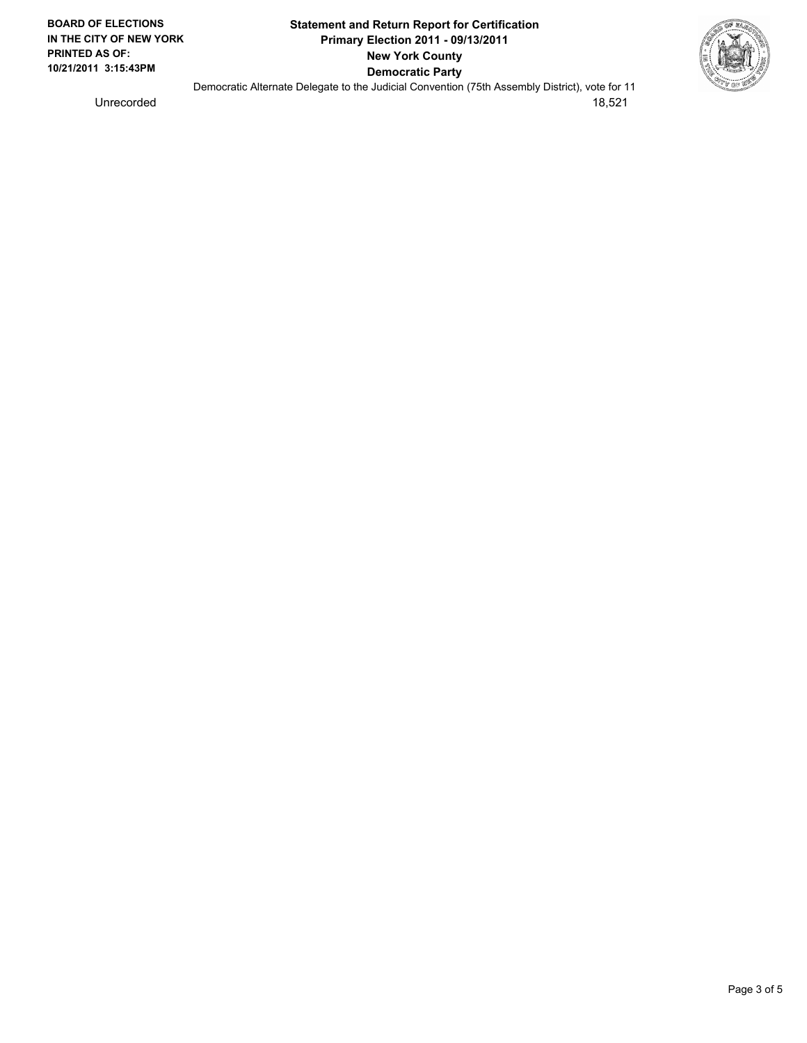**BOARD OF ELECTIONS IN THE CITY OF NEW YORK PRINTED AS OF: 10/21/2011 3:15:43PM**

**Statement and Return Report for Certification**
**Primary Election 2011 - 09/13/2011**
**New York County**
**Democratic Party**

Democratic Alternate Delegate to the Judicial Convention (75th Assembly District), vote for 11

| | |
|---|---|
| Unrecorded | 18,521 |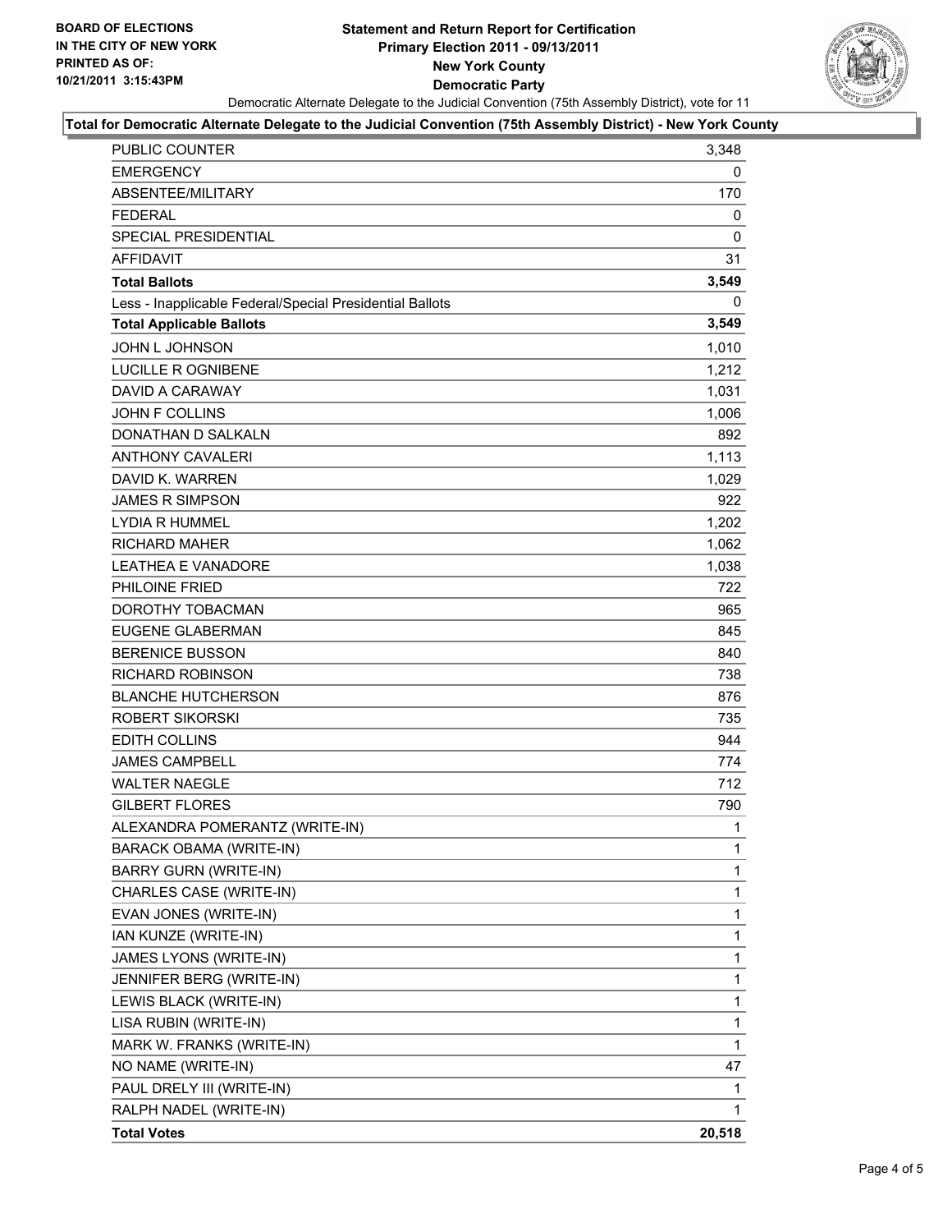**BOARD OF ELECTIONS IN THE CITY OF NEW YORK PRINTED AS OF: 10/21/2011 3:15:43PM**

# Statement and Return Report for Certification
## Primary Election 2011 - 09/13/2011
## New York County
## Democratic Party

Democratic Alternate Delegate to the Judicial Convention (75th Assembly District), vote for 11

**Total for Democratic Alternate Delegate to the Judicial Convention (75th Assembly District) - New York County**

| | |
|---|---|
| PUBLIC COUNTER | 3,348 |
| EMERGENCY | 0 |
| ABSENTEE/MILITARY | 170 |
| FEDERAL | 0 |
| SPECIAL PRESIDENTIAL | 0 |
| AFFIDAVIT | 31 |
| **Total Ballots** | **3,549** |
| Less - Inapplicable Federal/Special Presidential Ballots | 0 |
| **Total Applicable Ballots** | **3,549** |
| JOHN L JOHNSON | 1,010 |
| LUCILLE R OGNIBENE | 1,212 |
| DAVID A CARAWAY | 1,031 |
| JOHN F COLLINS | 1,006 |
| DONATHAN D SALKALN | 892 |
| ANTHONY CAVALERI | 1,113 |
| DAVID K. WARREN | 1,029 |
| JAMES R SIMPSON | 922 |
| LYDIA R HUMMEL | 1,202 |
| RICHARD MAHER | 1,062 |
| LEATHEA E VANADORE | 1,038 |
| PHILOINE FRIED | 722 |
| DOROTHY TOBACMAN | 965 |
| EUGENE GLABERMAN | 845 |
| BERENICE BUSSON | 840 |
| RICHARD ROBINSON | 738 |
| BLANCHE HUTCHERSON | 876 |
| ROBERT SIKORSKI | 735 |
| EDITH COLLINS | 944 |
| JAMES CAMPBELL | 774 |
| WALTER NAEGLE | 712 |
| GILBERT FLORES | 790 |
| ALEXANDRA POMERANTZ (WRITE-IN) | 1 |
| BARACK OBAMA (WRITE-IN) | 1 |
| BARRY GURN (WRITE-IN) | 1 |
| CHARLES CASE (WRITE-IN) | 1 |
| EVAN JONES (WRITE-IN) | 1 |
| IAN KUNZE (WRITE-IN) | 1 |
| JAMES LYONS (WRITE-IN) | 1 |
| JENNIFER BERG (WRITE-IN) | 1 |
| LEWIS BLACK (WRITE-IN) | 1 |
| LISA RUBIN (WRITE-IN) | 1 |
| MARK W. FRANKS (WRITE-IN) | 1 |
| NO NAME (WRITE-IN) | 47 |
| PAUL DRELY III (WRITE-IN) | 1 |
| RALPH NADEL (WRITE-IN) | 1 |
| **Total Votes** | **20,518** |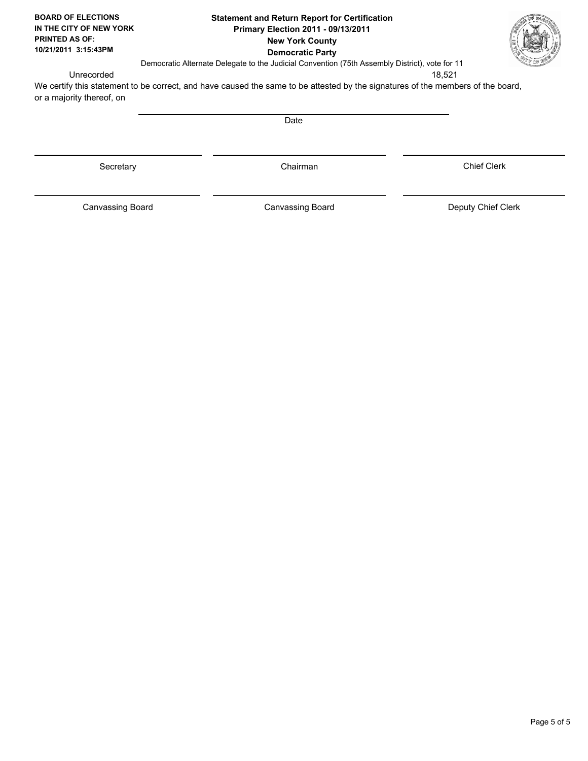**BOARD OF ELECTIONS IN THE CITY OF NEW YORK**
**PRINTED AS OF: 10/21/2011 3:15:43PM**

**Statement and Return Report for Certification**
**Primary Election 2011 - 09/13/2011**
**New York County**
**Democratic Party**

Democratic Alternate Delegate to the Judicial Convention (75th Assembly District), vote for 11

| | |
|---|---|
| Unrecorded | 18,521 |

We certify this statement to be correct, and have caused the same to be attested by the signatures of the members of the board, or a majority thereof, on

Date

| | | |
|---|---|---|
| Secretary | Chairman | Chief Clerk |
| Canvassing Board | Canvassing Board | Deputy Chief Clerk |